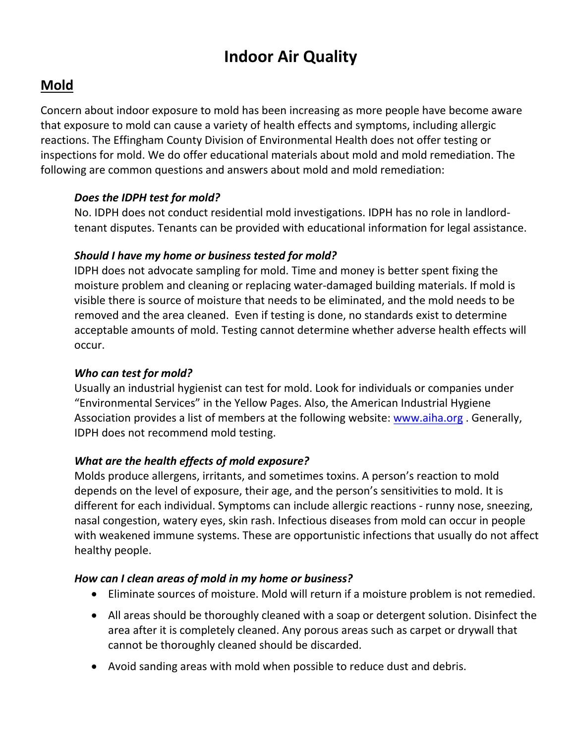# Indoor Air Quality

## Mold

Concern about indoor exposure to mold has been increasing as more people have become aware that exposure to mold can cause a variety of health effects and symptoms, including allergic reactions. The Effingham County Division of Environmental Health does not offer testing or inspections for mold. We do offer educational materials about mold and mold remediation. The following are common questions and answers about mold and mold remediation:

***Does the IDPH test for mold?***

No. IDPH does not conduct residential mold investigations. IDPH has no role in landlord-tenant disputes. Tenants can be provided with educational information for legal assistance.

***Should I have my home or business tested for mold?***

IDPH does not advocate sampling for mold. Time and money is better spent fixing the moisture problem and cleaning or replacing water-damaged building materials. If mold is visible there is source of moisture that needs to be eliminated, and the mold needs to be removed and the area cleaned. Even if testing is done, no standards exist to determine acceptable amounts of mold. Testing cannot determine whether adverse health effects will occur.

***Who can test for mold?***

Usually an industrial hygienist can test for mold. Look for individuals or companies under "Environmental Services" in the Yellow Pages. Also, the American Industrial Hygiene Association provides a list of members at the following website: [www.aiha.org](http://www.aiha.org) . Generally, IDPH does not recommend mold testing.

***What are the health effects of mold exposure?***

Molds produce allergens, irritants, and sometimes toxins. A person's reaction to mold depends on the level of exposure, their age, and the person's sensitivities to mold. It is different for each individual. Symptoms can include allergic reactions - runny nose, sneezing, nasal congestion, watery eyes, skin rash. Infectious diseases from mold can occur in people with weakened immune systems. These are opportunistic infections that usually do not affect healthy people.

***How can I clean areas of mold in my home or business?***

- Eliminate sources of moisture. Mold will return if a moisture problem is not remedied.
- All areas should be thoroughly cleaned with a soap or detergent solution. Disinfect the area after it is completely cleaned. Any porous areas such as carpet or drywall that cannot be thoroughly cleaned should be discarded.
- Avoid sanding areas with mold when possible to reduce dust and debris.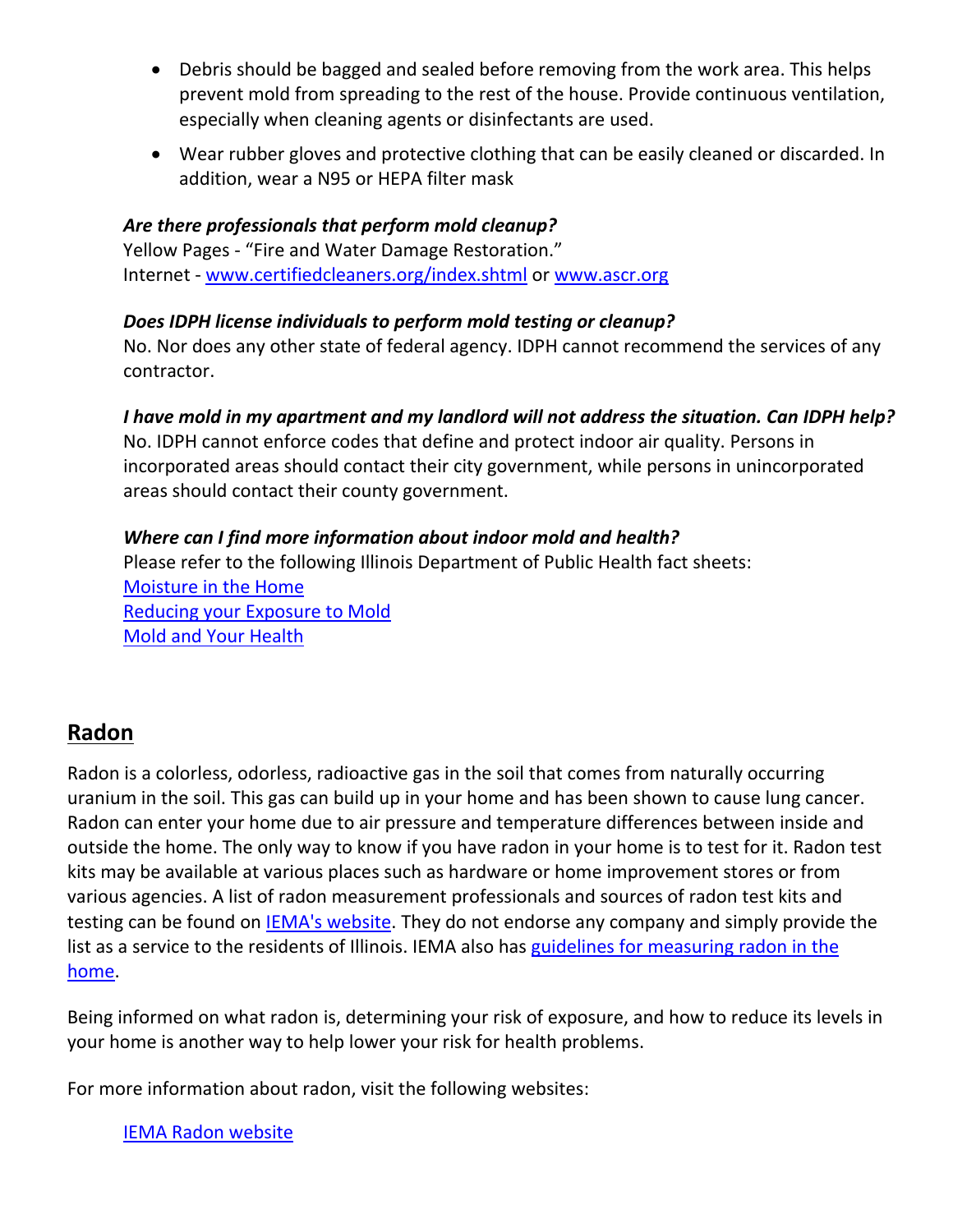- Debris should be bagged and sealed before removing from the work area. This helps prevent mold from spreading to the rest of the house. Provide continuous ventilation, especially when cleaning agents or disinfectants are used.
- Wear rubber gloves and protective clothing that can be easily cleaned or discarded. In addition, wear a N95 or HEPA filter mask

***Are there professionals that perform mold cleanup?***
Yellow Pages - "Fire and Water Damage Restoration."
Internet - [www.certifiedcleaners.org/index.shtml](www.certifiedcleaners.org/index.shtml) or [www.ascr.org](www.ascr.org)

***Does IDPH license individuals to perform mold testing or cleanup?***
No. Nor does any other state of federal agency. IDPH cannot recommend the services of any contractor.

***I have mold in my apartment and my landlord will not address the situation. Can IDPH help?***
No. IDPH cannot enforce codes that define and protect indoor air quality. Persons in incorporated areas should contact their city government, while persons in unincorporated areas should contact their county government.

***Where can I find more information about indoor mold and health?***
Please refer to the following Illinois Department of Public Health fact sheets:
Moisture in the Home
Reducing your Exposure to Mold
Mold and Your Health

## Radon

Radon is a colorless, odorless, radioactive gas in the soil that comes from naturally occurring uranium in the soil. This gas can build up in your home and has been shown to cause lung cancer. Radon can enter your home due to air pressure and temperature differences between inside and outside the home. The only way to know if you have radon in your home is to test for it. Radon test kits may be available at various places such as hardware or home improvement stores or from various agencies. A list of radon measurement professionals and sources of radon test kits and testing can be found on IEMA's website. They do not endorse any company and simply provide the list as a service to the residents of Illinois. IEMA also has guidelines for measuring radon in the home.

Being informed on what radon is, determining your risk of exposure, and how to reduce its levels in your home is another way to help lower your risk for health problems.

For more information about radon, visit the following websites:

IEMA Radon website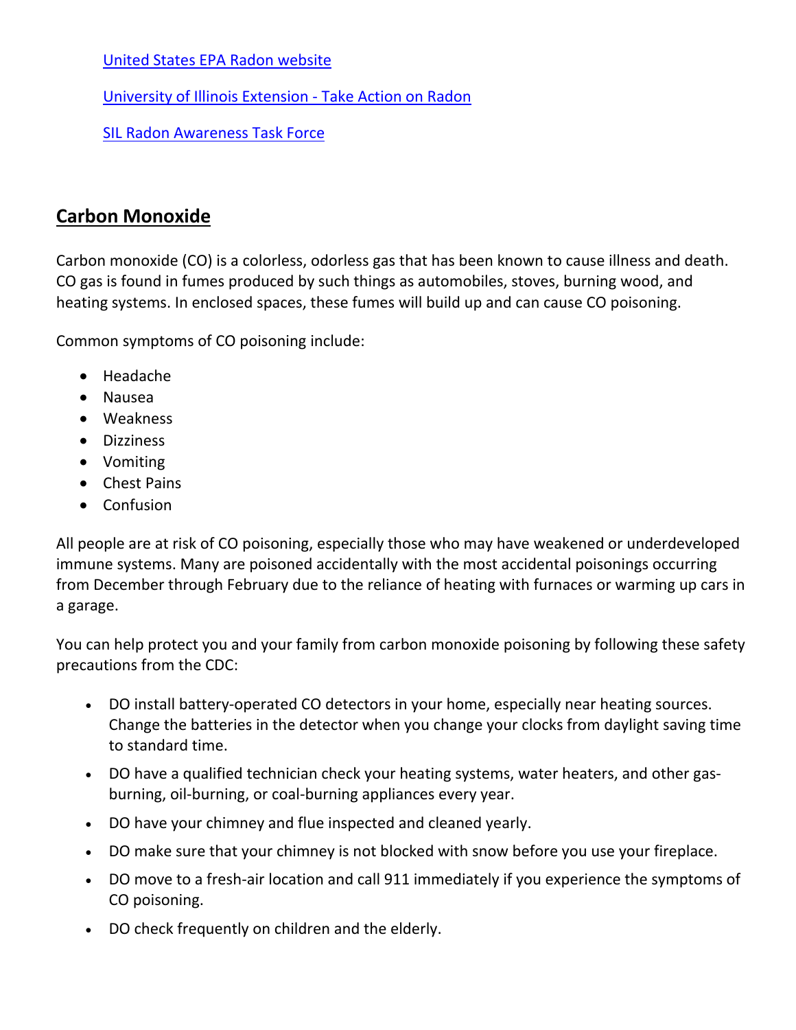[United States EPA Radon website]

[University of Illinois Extension - Take Action on Radon]

[SIL Radon Awareness Task Force]

## **Carbon Monoxide**

Carbon monoxide (CO) is a colorless, odorless gas that has been known to cause illness and death. CO gas is found in fumes produced by such things as automobiles, stoves, burning wood, and heating systems. In enclosed spaces, these fumes will build up and can cause CO poisoning.

Common symptoms of CO poisoning include:

- Headache
- Nausea
- Weakness
- Dizziness
- Vomiting
- Chest Pains
- Confusion

All people are at risk of CO poisoning, especially those who may have weakened or underdeveloped immune systems. Many are poisoned accidentally with the most accidental poisonings occurring from December through February due to the reliance of heating with furnaces or warming up cars in a garage.

You can help protect you and your family from carbon monoxide poisoning by following these safety precautions from the CDC:

- DO install battery-operated CO detectors in your home, especially near heating sources. Change the batteries in the detector when you change your clocks from daylight saving time to standard time.
- DO have a qualified technician check your heating systems, water heaters, and other gas-burning, oil-burning, or coal-burning appliances every year.
- DO have your chimney and flue inspected and cleaned yearly.
- DO make sure that your chimney is not blocked with snow before you use your fireplace.
- DO move to a fresh-air location and call 911 immediately if you experience the symptoms of CO poisoning.
- DO check frequently on children and the elderly.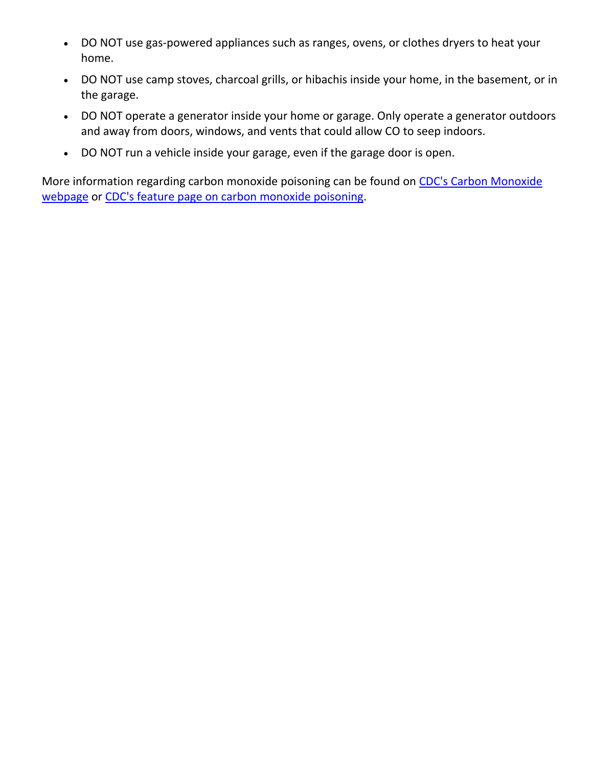- DO NOT use gas-powered appliances such as ranges, ovens, or clothes dryers to heat your home.
- DO NOT use camp stoves, charcoal grills, or hibachis inside your home, in the basement, or in the garage.
- DO NOT operate a generator inside your home or garage. Only operate a generator outdoors and away from doors, windows, and vents that could allow CO to seep indoors.
- DO NOT run a vehicle inside your garage, even if the garage door is open.

More information regarding carbon monoxide poisoning can be found on CDC's Carbon Monoxide webpage or CDC's feature page on carbon monoxide poisoning.